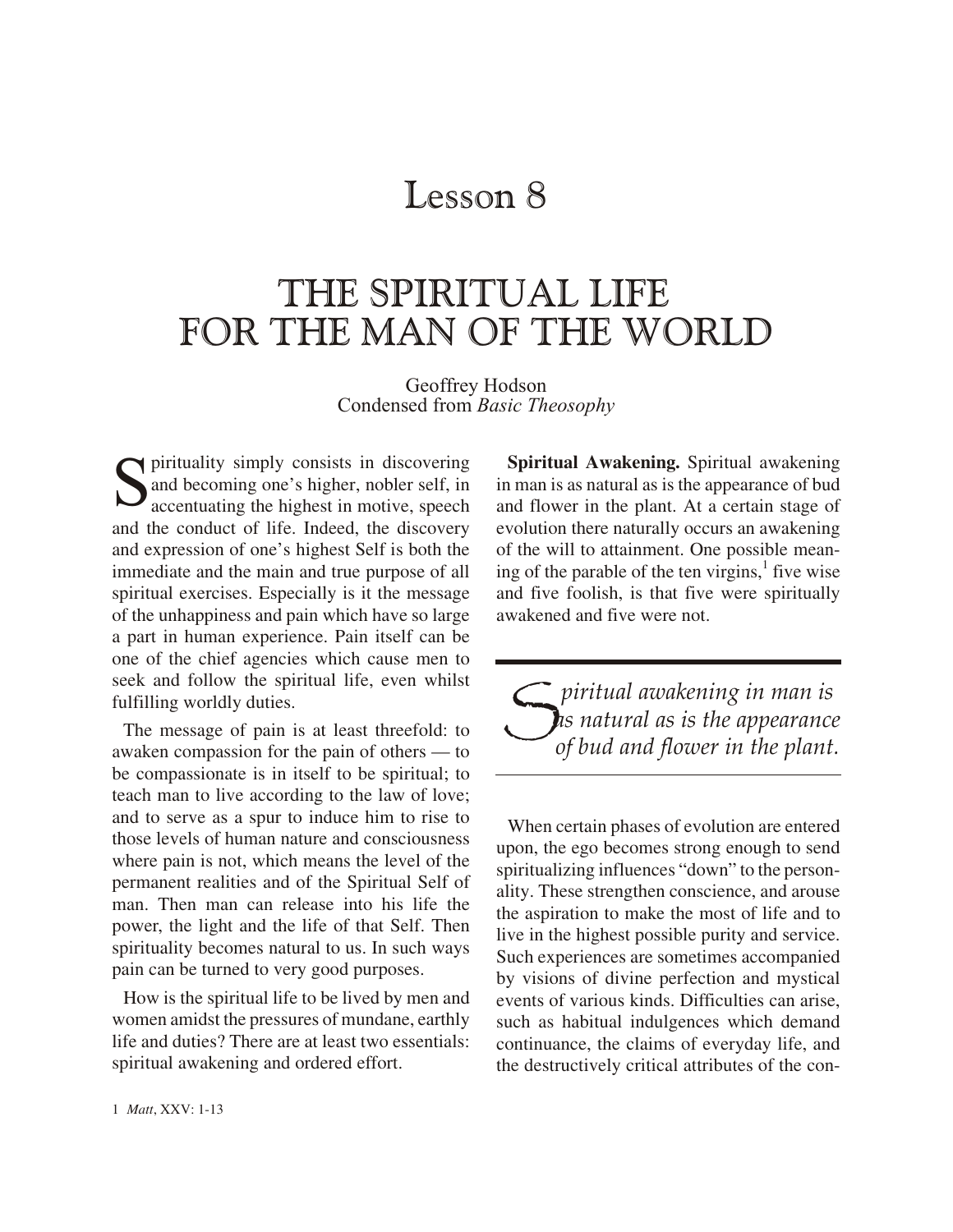# Lesson 8

# THE SPIRITUAL LIFE FOR THE MAN OF THE WORLD

Geoffrey Hodson
Condensed from *Basic Theosophy*

Spirituality simply consists in discovering and becoming one's higher, nobler self, in accentuating the highest in motive, speech and the conduct of life. Indeed, the discovery and expression of one's highest Self is both the immediate and the main and true purpose of all spiritual exercises. Especially is it the message of the unhappiness and pain which have so large a part in human experience. Pain itself can be one of the chief agencies which cause men to seek and follow the spiritual life, even whilst fulfilling worldly duties.

The message of pain is at least threefold: to awaken compassion for the pain of others — to be compassionate is in itself to be spiritual; to teach man to live according to the law of love; and to serve as a spur to induce him to rise to those levels of human nature and consciousness where pain is not, which means the level of the permanent realities and of the Spiritual Self of man. Then man can release into his life the power, the light and the life of that Self. Then spirituality becomes natural to us. In such ways pain can be turned to very good purposes.

How is the spiritual life to be lived by men and women amidst the pressures of mundane, earthly life and duties? There are at least two essentials: spiritual awakening and ordered effort.

**Spiritual Awakening.** Spiritual awakening in man is as natural as is the appearance of bud and flower in the plant. At a certain stage of evolution there naturally occurs an awakening of the will to attainment. One possible meaning of the parable of the ten virgins,[1] five wise and five foolish, is that five were spiritually awakened and five were not.

> *Spiritual awakening in man is as natural as is the appearance of bud and flower in the plant.*

When certain phases of evolution are entered upon, the ego becomes strong enough to send spiritualizing influences "down" to the personality. These strengthen conscience, and arouse the aspiration to make the most of life and to live in the highest possible purity and service. Such experiences are sometimes accompanied by visions of divine perfection and mystical events of various kinds. Difficulties can arise, such as habitual indulgences which demand continuance, the claims of everyday life, and the destructively critical attributes of the con-

1 *Matt*, XXV: 1-13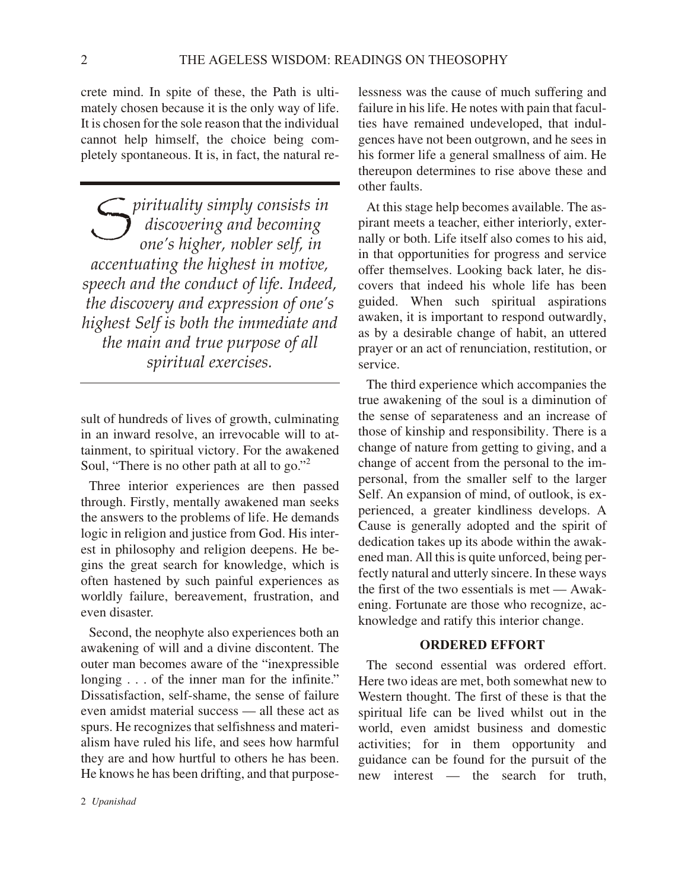crete mind. In spite of these, the Path is ultimately chosen because it is the only way of life. It is chosen for the sole reason that the individual cannot help himself, the choice being completely spontaneous. It is, in fact, the natural result of hundreds of lives of growth, culminating in an inward resolve, an irrevocable will to attainment, to spiritual victory. For the awakened Soul, "There is no other path at all to go."[2]

> *Spirituality simply consists in discovering and becoming one's higher, nobler self, in accentuating the highest in motive, speech and the conduct of life. Indeed, the discovery and expression of one's highest Self is both the immediate and the main and true purpose of all spiritual exercises.*

Three interior experiences are then passed through. Firstly, mentally awakened man seeks the answers to the problems of life. He demands logic in religion and justice from God. His interest in philosophy and religion deepens. He begins the great search for knowledge, which is often hastened by such painful experiences as worldly failure, bereavement, frustration, and even disaster.

Second, the neophyte also experiences both an awakening of will and a divine discontent. The outer man becomes aware of the "inexpressible longing . . . of the inner man for the infinite." Dissatisfaction, self-shame, the sense of failure even amidst material success — all these act as spurs. He recognizes that selfishness and materialism have ruled his life, and sees how harmful they are and how hurtful to others he has been. He knows he has been drifting, and that purposelessness was the cause of much suffering and failure in his life. He notes with pain that faculties have remained undeveloped, that indulgences have not been outgrown, and he sees in his former life a general smallness of aim. He thereupon determines to rise above these and other faults.

At this stage help becomes available. The aspirant meets a teacher, either interiorly, externally or both. Life itself also comes to his aid, in that opportunities for progress and service offer themselves. Looking back later, he discovers that indeed his whole life has been guided. When such spiritual aspirations awaken, it is important to respond outwardly, as by a desirable change of habit, an uttered prayer or an act of renunciation, restitution, or service.

The third experience which accompanies the true awakening of the soul is a diminution of the sense of separateness and an increase of those of kinship and responsibility. There is a change of nature from getting to giving, and a change of accent from the personal to the impersonal, from the smaller self to the larger Self. An expansion of mind, of outlook, is experienced, a greater kindliness develops. A Cause is generally adopted and the spirit of dedication takes up its abode within the awakened man. All this is quite unforced, being perfectly natural and utterly sincere. In these ways the first of the two essentials is met — Awakening. Fortunate are those who recognize, acknowledge and ratify this interior change.

### ORDERED EFFORT

The second essential was ordered effort. Here two ideas are met, both somewhat new to Western thought. The first of these is that the spiritual life can be lived whilst out in the world, even amidst business and domestic activities; for in them opportunity and guidance can be found for the pursuit of the new interest — the search for truth,

2 *Upanishad*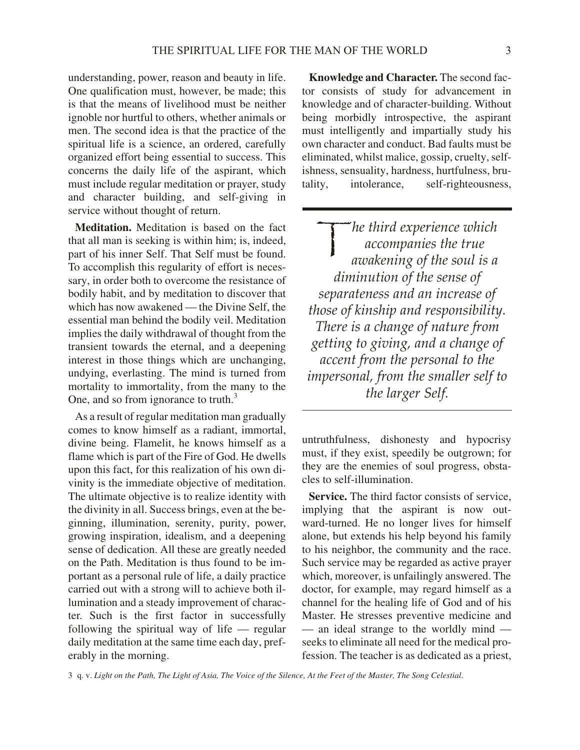understanding, power, reason and beauty in life. One qualification must, however, be made; this is that the means of livelihood must be neither ignoble nor hurtful to others, whether animals or men. The second idea is that the practice of the spiritual life is a science, an ordered, carefully organized effort being essential to success. This concerns the daily life of the aspirant, which must include regular meditation or prayer, study and character building, and self-giving in service without thought of return.

**Meditation.** Meditation is based on the fact that all man is seeking is within him; is, indeed, part of his inner Self. That Self must be found. To accomplish this regularity of effort is necessary, in order both to overcome the resistance of bodily habit, and by meditation to discover that which has now awakened — the Divine Self, the essential man behind the bodily veil. Meditation implies the daily withdrawal of thought from the transient towards the eternal, and a deepening interest in those things which are unchanging, undying, everlasting. The mind is turned from mortality to immortality, from the many to the One, and so from ignorance to truth.[3]

As a result of regular meditation man gradually comes to know himself as a radiant, immortal, divine being. Flamelit, he knows himself as a flame which is part of the Fire of God. He dwells upon this fact, for this realization of his own divinity is the immediate objective of meditation. The ultimate objective is to realize identity with the divinity in all. Success brings, even at the beginning, illumination, serenity, purity, power, growing inspiration, idealism, and a deepening sense of dedication. All these are greatly needed on the Path. Meditation is thus found to be important as a personal rule of life, a daily practice carried out with a strong will to achieve both illumination and a steady improvement of character. Such is the first factor in successfully following the spiritual way of life — regular daily meditation at the same time each day, preferably in the morning.

**Knowledge and Character.** The second factor consists of study for advancement in knowledge and of character-building. Without being morbidly introspective, the aspirant must intelligently and impartially study his own character and conduct. Bad faults must be eliminated, whilst malice, gossip, cruelty, selfishness, sensuality, hardness, hurtfulness, brutality, intolerance, self-righteousness, untruthfulness, dishonesty and hypocrisy must, if they exist, speedily be outgrown; for they are the enemies of soul progress, obstacles to self-illumination.

> *The third experience which accompanies the true awakening of the soul is a diminution of the sense of separateness and an increase of those of kinship and responsibility. There is a change of nature from getting to giving, and a change of accent from the personal to the impersonal, from the smaller self to the larger Self.*

**Service.** The third factor consists of service, implying that the aspirant is now outward-turned. He no longer lives for himself alone, but extends his help beyond his family to his neighbor, the community and the race. Such service may be regarded as active prayer which, moreover, is unfailingly answered. The doctor, for example, may regard himself as a channel for the healing life of God and of his Master. He stresses preventive medicine and — an ideal strange to the worldly mind — seeks to eliminate all need for the medical profession. The teacher is as dedicated as a priest,

3 q. v. *Light on the Path, The Light of Asia, The Voice of the Silence, At the Feet of the Master, The Song Celestial*.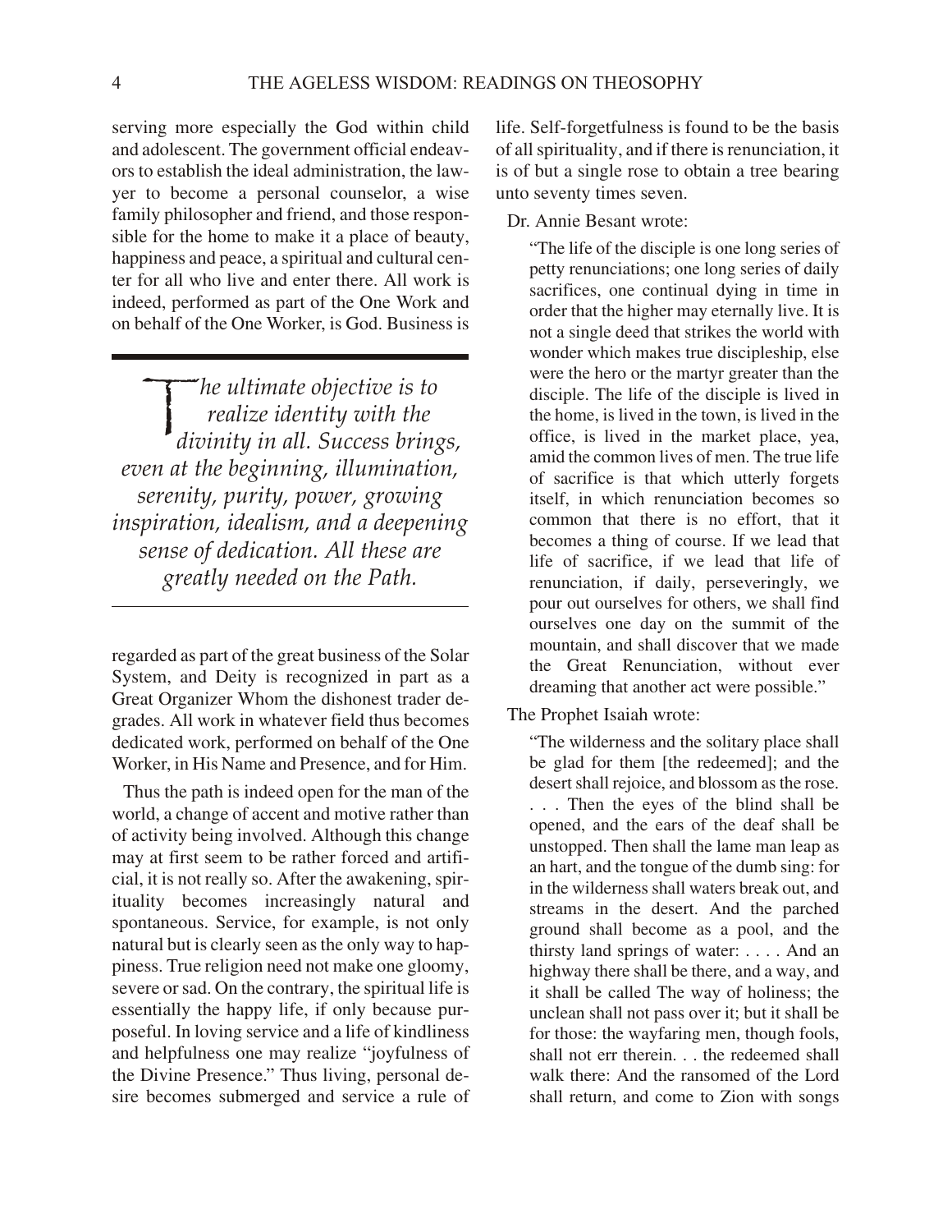serving more especially the God within child and adolescent. The government official endeavors to establish the ideal administration, the lawyer to become a personal counselor, a wise family philosopher and friend, and those responsible for the home to make it a place of beauty, happiness and peace, a spiritual and cultural center for all who live and enter there. All work is indeed, performed as part of the One Work and on behalf of the One Worker, is God. Business is regarded as part of the great business of the Solar System, and Deity is recognized in part as a Great Organizer Whom the dishonest trader degrades. All work in whatever field thus becomes dedicated work, performed on behalf of the One Worker, in His Name and Presence, and for Him.

> *The ultimate objective is to realize identity with the divinity in all. Success brings, even at the beginning, illumination, serenity, purity, power, growing inspiration, idealism, and a deepening sense of dedication. All these are greatly needed on the Path.*

Thus the path is indeed open for the man of the world, a change of accent and motive rather than of activity being involved. Although this change may at first seem to be rather forced and artificial, it is not really so. After the awakening, spirituality becomes increasingly natural and spontaneous. Service, for example, is not only natural but is clearly seen as the only way to happiness. True religion need not make one gloomy, severe or sad. On the contrary, the spiritual life is essentially the happy life, if only because purposeful. In loving service and a life of kindliness and helpfulness one may realize "joyfulness of the Divine Presence." Thus living, personal desire becomes submerged and service a rule of life. Self-forgetfulness is found to be the basis of all spirituality, and if there is renunciation, it is of but a single rose to obtain a tree bearing unto seventy times seven.

Dr. Annie Besant wrote:

> "The life of the disciple is one long series of petty renunciations; one long series of daily sacrifices, one continual dying in time in order that the higher may eternally live. It is not a single deed that strikes the world with wonder which makes true discipleship, else were the hero or the martyr greater than the disciple. The life of the disciple is lived in the home, is lived in the town, is lived in the office, is lived in the market place, yea, amid the common lives of men. The true life of sacrifice is that which utterly forgets itself, in which renunciation becomes so common that there is no effort, that it becomes a thing of course. If we lead that life of sacrifice, if we lead that life of renunciation, if daily, perseveringly, we pour out ourselves for others, we shall find ourselves one day on the summit of the mountain, and shall discover that we made the Great Renunciation, without ever dreaming that another act were possible."

The Prophet Isaiah wrote:

> "The wilderness and the solitary place shall be glad for them [the redeemed]; and the desert shall rejoice, and blossom as the rose. . . . Then the eyes of the blind shall be opened, and the ears of the deaf shall be unstopped. Then shall the lame man leap as an hart, and the tongue of the dumb sing: for in the wilderness shall waters break out, and streams in the desert. And the parched ground shall become as a pool, and the thirsty land springs of water: . . . . And an highway there shall be there, and a way, and it shall be called The way of holiness; the unclean shall not pass over it; but it shall be for those: the wayfaring men, though fools, shall not err therein. . . the redeemed shall walk there: And the ransomed of the Lord shall return, and come to Zion with songs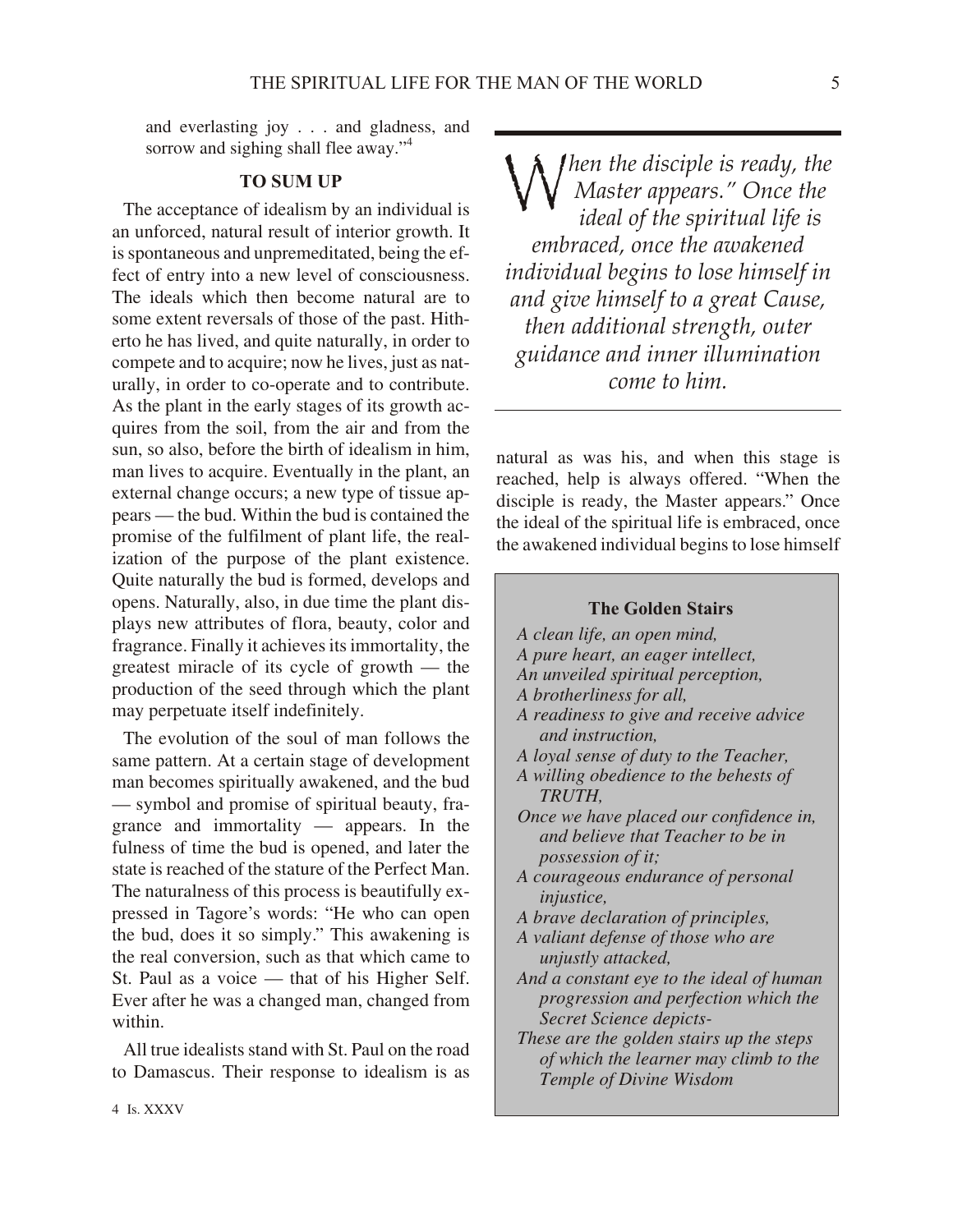and everlasting joy . . . and gladness, and sorrow and sighing shall flee away."[4]

### TO SUM UP

The acceptance of idealism by an individual is an unforced, natural result of interior growth. It is spontaneous and unpremeditated, being the effect of entry into a new level of consciousness. The ideals which then become natural are to some extent reversals of those of the past. Hitherto he has lived, and quite naturally, in order to compete and to acquire; now he lives, just as naturally, in order to co-operate and to contribute. As the plant in the early stages of its growth acquires from the soil, from the air and from the sun, so also, before the birth of idealism in him, man lives to acquire. Eventually in the plant, an external change occurs; a new type of tissue appears — the bud. Within the bud is contained the promise of the fulfilment of plant life, the realization of the purpose of the plant existence. Quite naturally the bud is formed, develops and opens. Naturally, also, in due time the plant displays new attributes of flora, beauty, color and fragrance. Finally it achieves its immortality, the greatest miracle of its cycle of growth — the production of the seed through which the plant may perpetuate itself indefinitely.

The evolution of the soul of man follows the same pattern. At a certain stage of development man becomes spiritually awakened, and the bud — symbol and promise of spiritual beauty, fragrance and immortality — appears. In the fulness of time the bud is opened, and later the state is reached of the stature of the Perfect Man. The naturalness of this process is beautifully expressed in Tagore's words: "He who can open the bud, does it so simply." This awakening is the real conversion, such as that which came to St. Paul as a voice — that of his Higher Self. Ever after he was a changed man, changed from within.

All true idealists stand with St. Paul on the road to Damascus. Their response to idealism is as natural as was his, and when this stage is reached, help is always offered. "When the disciple is ready, the Master appears." Once the ideal of the spiritual life is embraced, once the awakened individual begins to lose himself

> *When the disciple is ready, the Master appears." Once the ideal of the spiritual life is embraced, once the awakened individual begins to lose himself in and give himself to a great Cause, then additional strength, outer guidance and inner illumination come to him.*

**The Golden Stairs**

*A clean life, an open mind,*
*A pure heart, an eager intellect,*
*An unveiled spiritual perception,*
*A brotherliness for all,*
*A readiness to give and receive advice and instruction,*
*A loyal sense of duty to the Teacher,*
*A willing obedience to the behests of TRUTH,*
*Once we have placed our confidence in, and believe that Teacher to be in possession of it;*
*A courageous endurance of personal injustice,*
*A brave declaration of principles,*
*A valiant defense of those who are unjustly attacked,*
*And a constant eye to the ideal of human progression and perfection which the Secret Science depicts-*
*These are the golden stairs up the steps of which the learner may climb to the Temple of Divine Wisdom*

4 Is. XXXV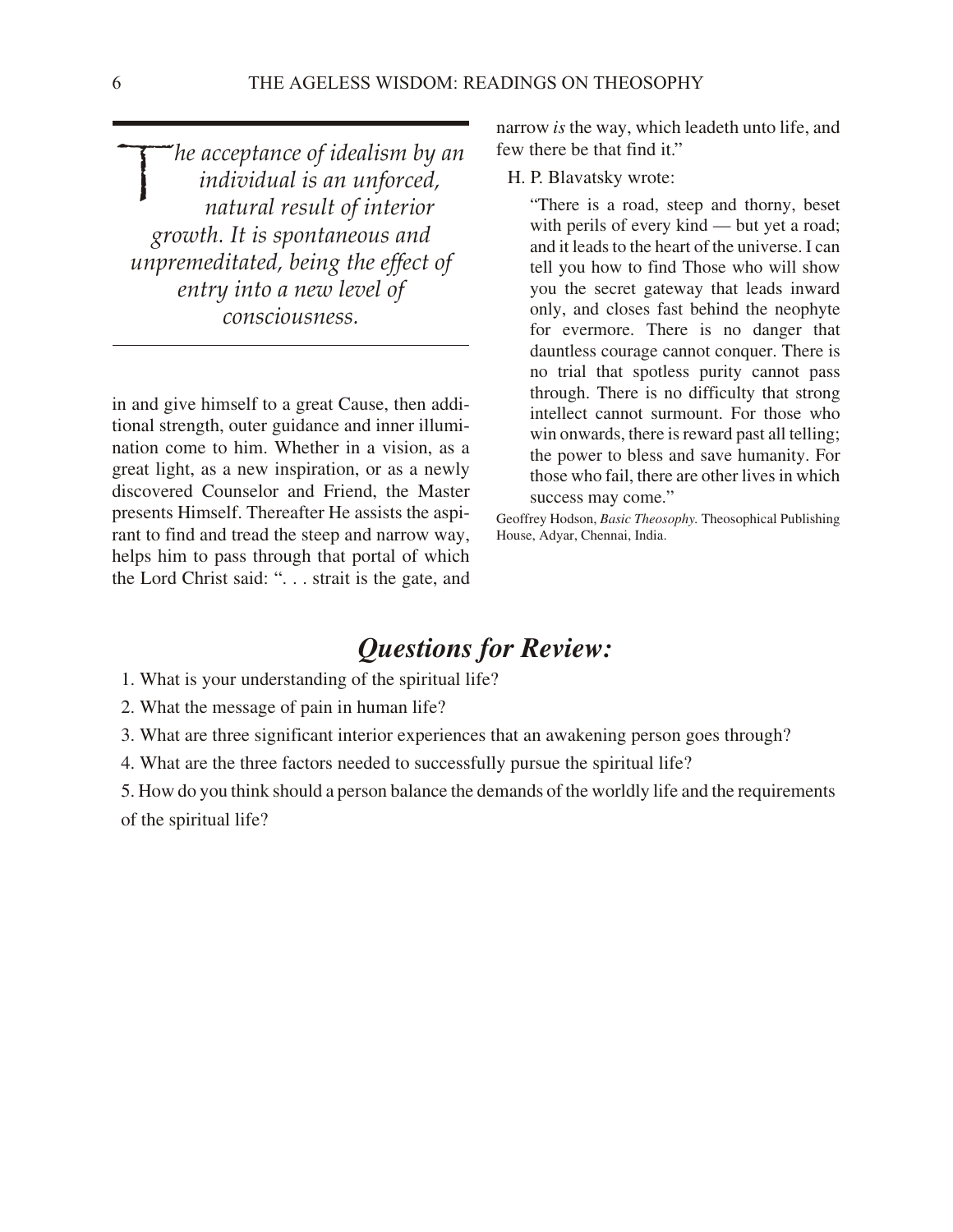*The acceptance of idealism by an individual is an unforced, natural result of interior growth. It is spontaneous and unpremeditated, being the effect of entry into a new level of consciousness.*

---

in and give himself to a great Cause, then additional strength, outer guidance and inner illumination come to him. Whether in a vision, as a great light, as a new inspiration, or as a newly discovered Counselor and Friend, the Master presents Himself. Thereafter He assists the aspirant to find and tread the steep and narrow way, helps him to pass through that portal of which the Lord Christ said: ". . . strait is the gate, and narrow *is* the way, which leadeth unto life, and few there be that find it."

H. P. Blavatsky wrote:

> "There is a road, steep and thorny, beset with perils of every kind — but yet a road; and it leads to the heart of the universe. I can tell you how to find Those who will show you the secret gateway that leads inward only, and closes fast behind the neophyte for evermore. There is no danger that dauntless courage cannot conquer. There is no trial that spotless purity cannot pass through. There is no difficulty that strong intellect cannot surmount. For those who win onwards, there is reward past all telling; the power to bless and save humanity. For those who fail, there are other lives in which success may come."

Geoffrey Hodson, *Basic Theosophy.* Theosophical Publishing House, Adyar, Chennai, India.

## *Questions for Review:*

1. What is your understanding of the spiritual life?
2. What the message of pain in human life?
3. What are three significant interior experiences that an awakening person goes through?
4. What are the three factors needed to successfully pursue the spiritual life?
5. How do you think should a person balance the demands of the worldly life and the requirements of the spiritual life?